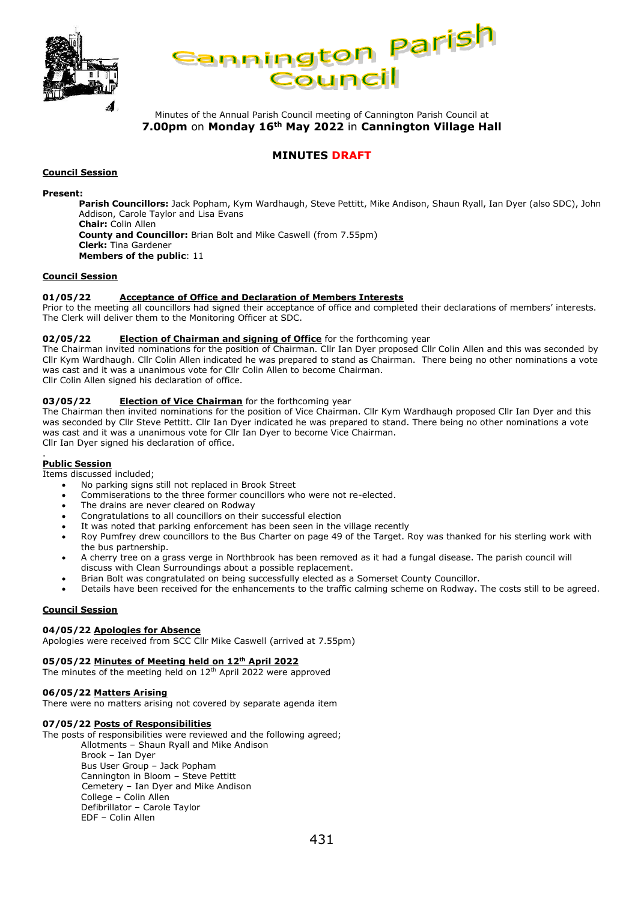# Cannington Parish Council

Minutes of the Annual Parish Council meeting of Cannington Parish Council at **7.00pm** on **Monday 16th May 2022** in **Cannington Village Hall**

## MINUTES DRAFT

**Council Session**

**Present:**

**Parish Councillors:** Jack Popham, Kym Wardhaugh, Steve Pettitt, Mike Andison, Shaun Ryall, Ian Dyer (also SDC), John Addison, Carole Taylor and Lisa Evans
**Chair:** Colin Allen
**County and Councillor:** Brian Bolt and Mike Caswell (from 7.55pm)
**Clerk:** Tina Gardener
**Members of the public**: 11

**Council Session**

**01/05/22 Acceptance of Office and Declaration of Members Interests**

Prior to the meeting all councillors had signed their acceptance of office and completed their declarations of members' interests. The Clerk will deliver them to the Monitoring Officer at SDC.

**02/05/22 Election of Chairman and signing of Office** for the forthcoming year

The Chairman invited nominations for the position of Chairman. Cllr Ian Dyer proposed Cllr Colin Allen and this was seconded by Cllr Kym Wardhaugh. Cllr Colin Allen indicated he was prepared to stand as Chairman. There being no other nominations a vote was cast and it was a unanimous vote for Cllr Colin Allen to become Chairman.
Cllr Colin Allen signed his declaration of office.

**03/05/22 Election of Vice Chairman** for the forthcoming year

The Chairman then invited nominations for the position of Vice Chairman. Cllr Kym Wardhaugh proposed Cllr Ian Dyer and this was seconded by Cllr Steve Pettitt. Cllr Ian Dyer indicated he was prepared to stand. There being no other nominations a vote was cast and it was a unanimous vote for Cllr Ian Dyer to become Vice Chairman.
Cllr Ian Dyer signed his declaration of office.

**Public Session**

Items discussed included;

- No parking signs still not replaced in Brook Street
- Commiserations to the three former councillors who were not re-elected.
- The drains are never cleared on Rodway
- Congratulations to all councillors on their successful election
- It was noted that parking enforcement has been seen in the village recently
- Roy Pumfrey drew councillors to the Bus Charter on page 49 of the Target. Roy was thanked for his sterling work with the bus partnership.
- A cherry tree on a grass verge in Northbrook has been removed as it had a fungal disease. The parish council will discuss with Clean Surroundings about a possible replacement.
- Brian Bolt was congratulated on being successfully elected as a Somerset County Councillor.
- Details have been received for the enhancements to the traffic calming scheme on Rodway. The costs still to be agreed.

**Council Session**

**04/05/22 Apologies for Absence**

Apologies were received from SCC Cllr Mike Caswell (arrived at 7.55pm)

**05/05/22 Minutes of Meeting held on 12th April 2022**

The minutes of the meeting held on 12th April 2022 were approved

**06/05/22 Matters Arising**

There were no matters arising not covered by separate agenda item

**07/05/22 Posts of Responsibilities**

The posts of responsibilities were reviewed and the following agreed;

Allotments – Shaun Ryall and Mike Andison
Brook – Ian Dyer
Bus User Group – Jack Popham
Cannington in Bloom – Steve Pettitt
Cemetery – Ian Dyer and Mike Andison
College – Colin Allen
Defibrillator – Carole Taylor
EDF – Colin Allen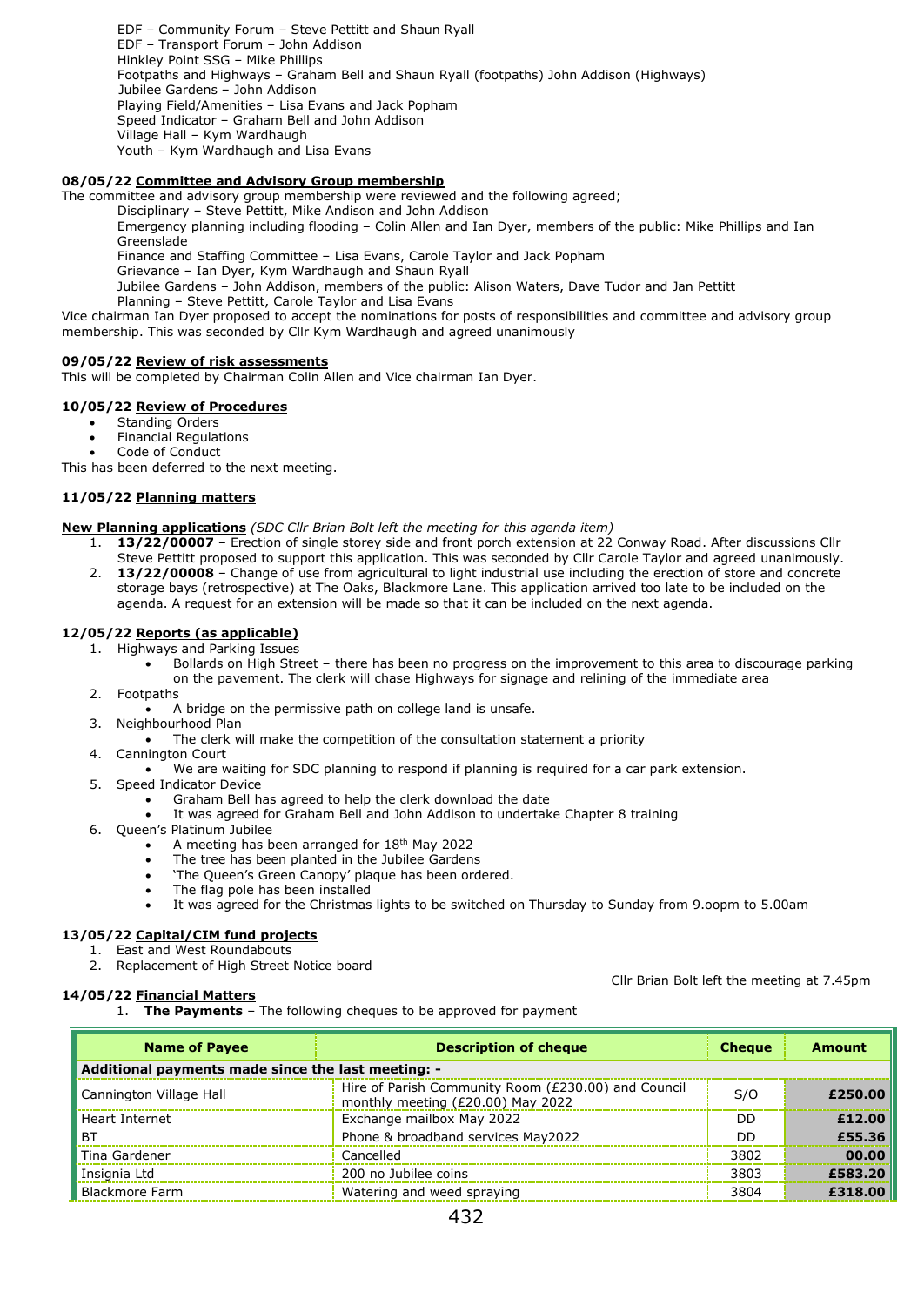EDF – Community Forum – Steve Pettitt and Shaun Ryall
EDF – Transport Forum – John Addison
Hinkley Point SSG – Mike Phillips
Footpaths and Highways – Graham Bell and Shaun Ryall (footpaths) John Addison (Highways)
Jubilee Gardens – John Addison
Playing Field/Amenities – Lisa Evans and Jack Popham
Speed Indicator – Graham Bell and John Addison
Village Hall – Kym Wardhaugh
Youth – Kym Wardhaugh and Lisa Evans

**08/05/22 Committee and Advisory Group membership**

The committee and advisory group membership were reviewed and the following agreed;

Disciplinary – Steve Pettitt, Mike Andison and John Addison
Emergency planning including flooding – Colin Allen and Ian Dyer, members of the public: Mike Phillips and Ian Greenslade
Finance and Staffing Committee – Lisa Evans, Carole Taylor and Jack Popham
Grievance – Ian Dyer, Kym Wardhaugh and Shaun Ryall
Jubilee Gardens – John Addison, members of the public: Alison Waters, Dave Tudor and Jan Pettitt
Planning – Steve Pettitt, Carole Taylor and Lisa Evans

Vice chairman Ian Dyer proposed to accept the nominations for posts of responsibilities and committee and advisory group membership. This was seconded by Cllr Kym Wardhaugh and agreed unanimously

**09/05/22 Review of risk assessments**

This will be completed by Chairman Colin Allen and Vice chairman Ian Dyer.

**10/05/22 Review of Procedures**

- Standing Orders
- Financial Regulations
- Code of Conduct

This has been deferred to the next meeting.

**11/05/22 Planning matters**

**New Planning applications** *(SDC Cllr Brian Bolt left the meeting for this agenda item)*

1. **13/22/00007** – Erection of single storey side and front porch extension at 22 Conway Road. After discussions Cllr Steve Pettitt proposed to support this application. This was seconded by Cllr Carole Taylor and agreed unanimously.
2. **13/22/00008** – Change of use from agricultural to light industrial use including the erection of store and concrete storage bays (retrospective) at The Oaks, Blackmore Lane. This application arrived too late to be included on the agenda. A request for an extension will be made so that it can be included on the next agenda.

**12/05/22 Reports (as applicable)**

1. Highways and Parking Issues
   - Bollards on High Street – there has been no progress on the improvement to this area to discourage parking on the pavement. The clerk will chase Highways for signage and relining of the immediate area
2. Footpaths
   - A bridge on the permissive path on college land is unsafe.
3. Neighbourhood Plan
   - The clerk will make the competition of the consultation statement a priority
4. Cannington Court
   - We are waiting for SDC planning to respond if planning is required for a car park extension.
5. Speed Indicator Device
   - Graham Bell has agreed to help the clerk download the date
   - It was agreed for Graham Bell and John Addison to undertake Chapter 8 training
6. Queen's Platinum Jubilee
   - A meeting has been arranged for 18th May 2022
   - The tree has been planted in the Jubilee Gardens
   - 'The Queen's Green Canopy' plaque has been ordered.
   - The flag pole has been installed
   - It was agreed for the Christmas lights to be switched on Thursday to Sunday from 9.oopm to 5.00am

**13/05/22 Capital/CIM fund projects**

1. East and West Roundabouts
2. Replacement of High Street Notice board

Cllr Brian Bolt left the meeting at 7.45pm

**14/05/22 Financial Matters**

1. **The Payments** – The following cheques to be approved for payment

| Name of Payee | Description of cheque | Cheque | Amount |
|---|---|---|---|
| **Additional payments made since the last meeting: -** | | | |
| Cannington Village Hall | Hire of Parish Community Room (£230.00) and Council monthly meeting (£20.00) May 2022 | S/O | **£250.00** |
| Heart Internet | Exchange mailbox May 2022 | DD | **£12.00** |
| BT | Phone & broadband services May2022 | DD | **£55.36** |
| Tina Gardener | Cancelled | 3802 | **00.00** |
| Insignia Ltd | 200 no Jubilee coins | 3803 | **£583.20** |
| Blackmore Farm | Watering and weed spraying | 3804 | **£318.00** |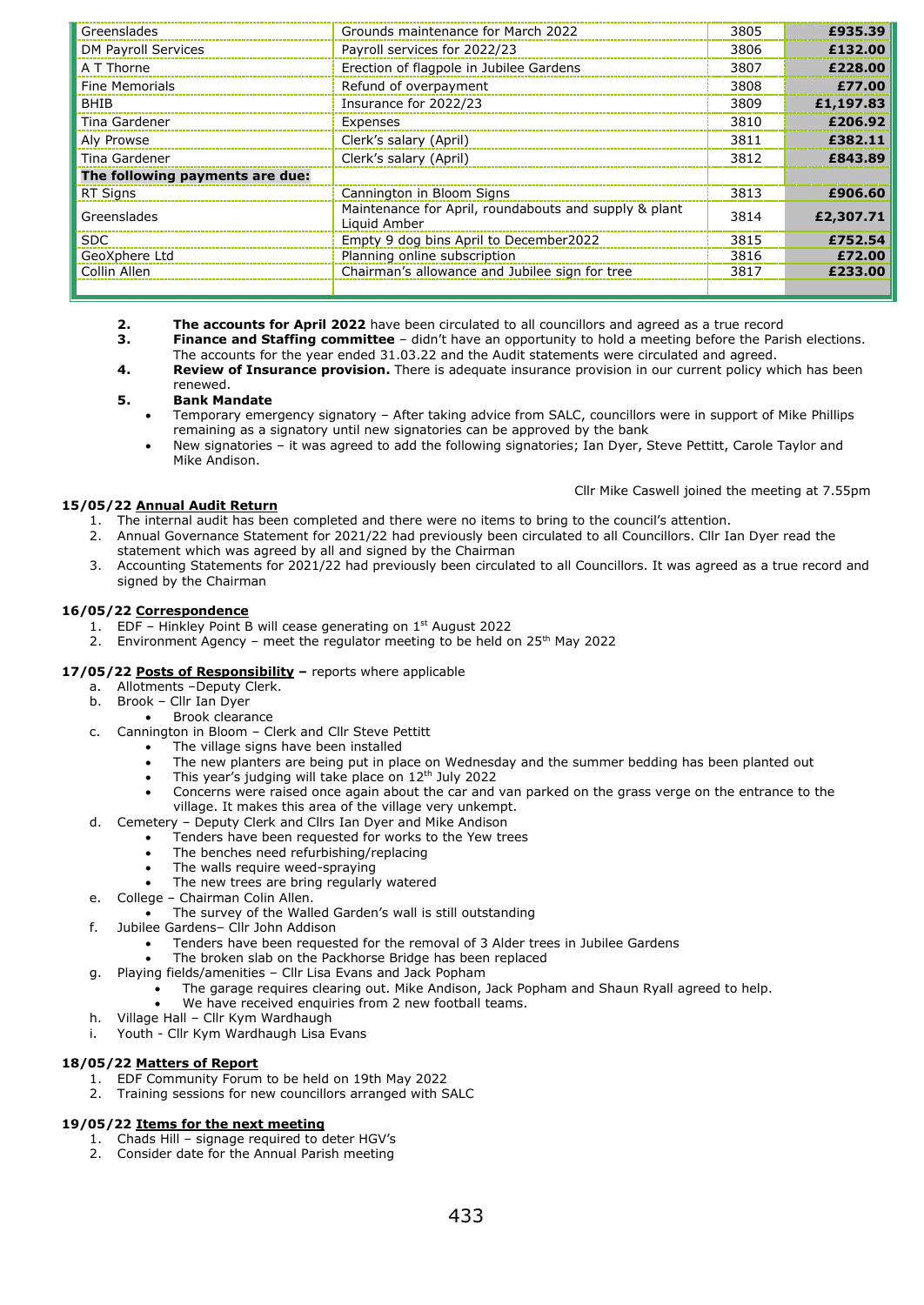| | | | |
|---|---|---|---|
| Greenslades | Grounds maintenance for March 2022 | 3805 | **£935.39** |
| DM Payroll Services | Payroll services for 2022/23 | 3806 | **£132.00** |
| A T Thorne | Erection of flagpole in Jubilee Gardens | 3807 | **£228.00** |
| Fine Memorials | Refund of overpayment | 3808 | **£77.00** |
| BHIB | Insurance for 2022/23 | 3809 | **£1,197.83** |
| Tina Gardener | Expenses | 3810 | **£206.92** |
| Aly Prowse | Clerk's salary (April) | 3811 | **£382.11** |
| Tina Gardener | Clerk's salary (April) | 3812 | **£843.89** |
| **The following payments are due:** | | | |
| RT Signs | Cannington in Bloom Signs | 3813 | **£906.60** |
| Greenslades | Maintenance for April, roundabouts and supply & plant Liquid Amber | 3814 | **£2,307.71** |
| SDC | Empty 9 dog bins April to December2022 | 3815 | **£752.54** |
| GeoXphere Ltd | Planning online subscription | 3816 | **£72.00** |
| Collin Allen | Chairman's allowance and Jubilee sign for tree | 3817 | **£233.00** |

2. **The accounts for April 2022** have been circulated to all councillors and agreed as a true record
3. **Finance and Staffing committee** – didn't have an opportunity to hold a meeting before the Parish elections. The accounts for the year ended 31.03.22 and the Audit statements were circulated and agreed.
4. **Review of Insurance provision.** There is adequate insurance provision in our current policy which has been renewed.
5. **Bank Mandate**
    - Temporary emergency signatory – After taking advice from SALC, councillors were in support of Mike Phillips remaining as a signatory until new signatories can be approved by the bank
    - New signatories – it was agreed to add the following signatories; Ian Dyer, Steve Pettitt, Carole Taylor and Mike Andison.

Cllr Mike Caswell joined the meeting at 7.55pm

**15/05/22 Annual Audit Return**

1. The internal audit has been completed and there were no items to bring to the council's attention.
2. Annual Governance Statement for 2021/22 had previously been circulated to all Councillors. Cllr Ian Dyer read the statement which was agreed by all and signed by the Chairman
3. Accounting Statements for 2021/22 had previously been circulated to all Councillors. It was agreed as a true record and signed by the Chairman

**16/05/22 Correspondence**

1. EDF – Hinkley Point B will cease generating on 1st August 2022
2. Environment Agency – meet the regulator meeting to be held on 25th May 2022

**17/05/22 Posts of Responsibility –** reports where applicable

a. Allotments –Deputy Clerk.
b. Brook – Cllr Ian Dyer
    - Brook clearance
c. Cannington in Bloom – Clerk and Cllr Steve Pettitt
    - The village signs have been installed
    - The new planters are being put in place on Wednesday and the summer bedding has been planted out
    - This year's judging will take place on 12th July 2022
    - Concerns were raised once again about the car and van parked on the grass verge on the entrance to the village. It makes this area of the village very unkempt.
d. Cemetery – Deputy Clerk and Cllrs Ian Dyer and Mike Andison
    - Tenders have been requested for works to the Yew trees
    - The benches need refurbishing/replacing
    - The walls require weed-spraying
    - The new trees are bring regularly watered
e. College – Chairman Colin Allen.
    - The survey of the Walled Garden's wall is still outstanding
f. Jubilee Gardens– Cllr John Addison
    - Tenders have been requested for the removal of 3 Alder trees in Jubilee Gardens
    - The broken slab on the Packhorse Bridge has been replaced
g. Playing fields/amenities – Cllr Lisa Evans and Jack Popham
    - The garage requires clearing out. Mike Andison, Jack Popham and Shaun Ryall agreed to help.
    - We have received enquiries from 2 new football teams.
h. Village Hall – Cllr Kym Wardhaugh
i. Youth - Cllr Kym Wardhaugh Lisa Evans

**18/05/22 Matters of Report**

1. EDF Community Forum to be held on 19th May 2022
2. Training sessions for new councillors arranged with SALC

**19/05/22 Items for the next meeting**

1. Chads Hill – signage required to deter HGV's
2. Consider date for the Annual Parish meeting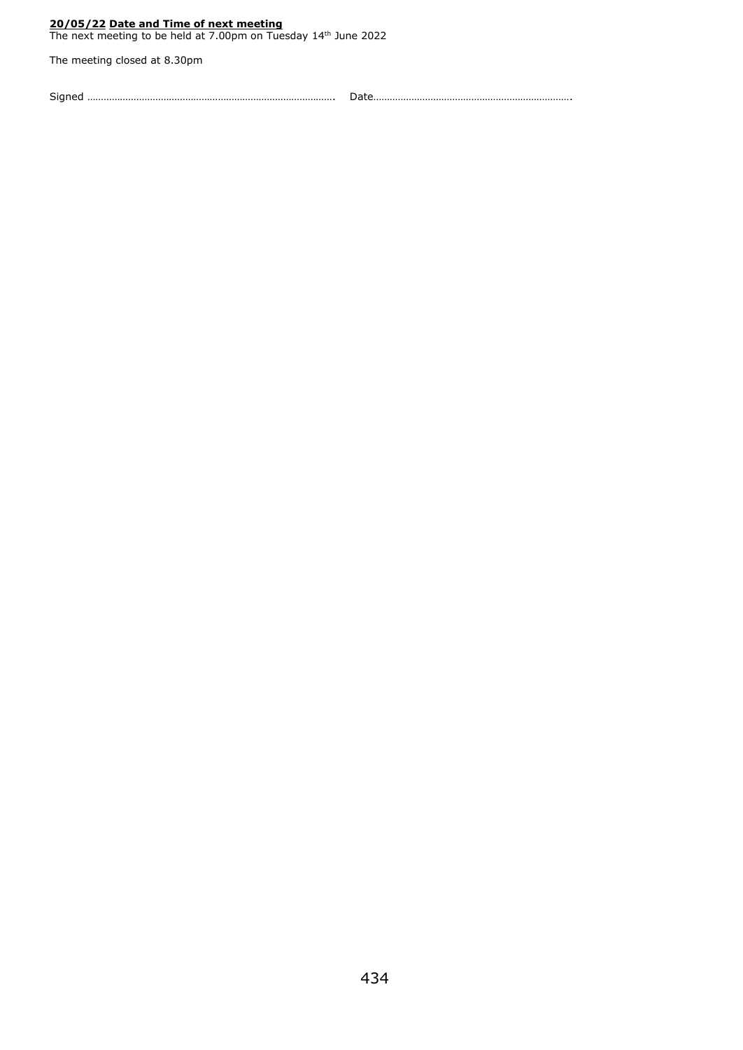**20/05/22 Date and Time of next meeting**

The next meeting to be held at 7.00pm on Tuesday 14th June 2022

The meeting closed at 8.30pm

Signed ……………………………………………………………………………. Date……………………………………………………………….